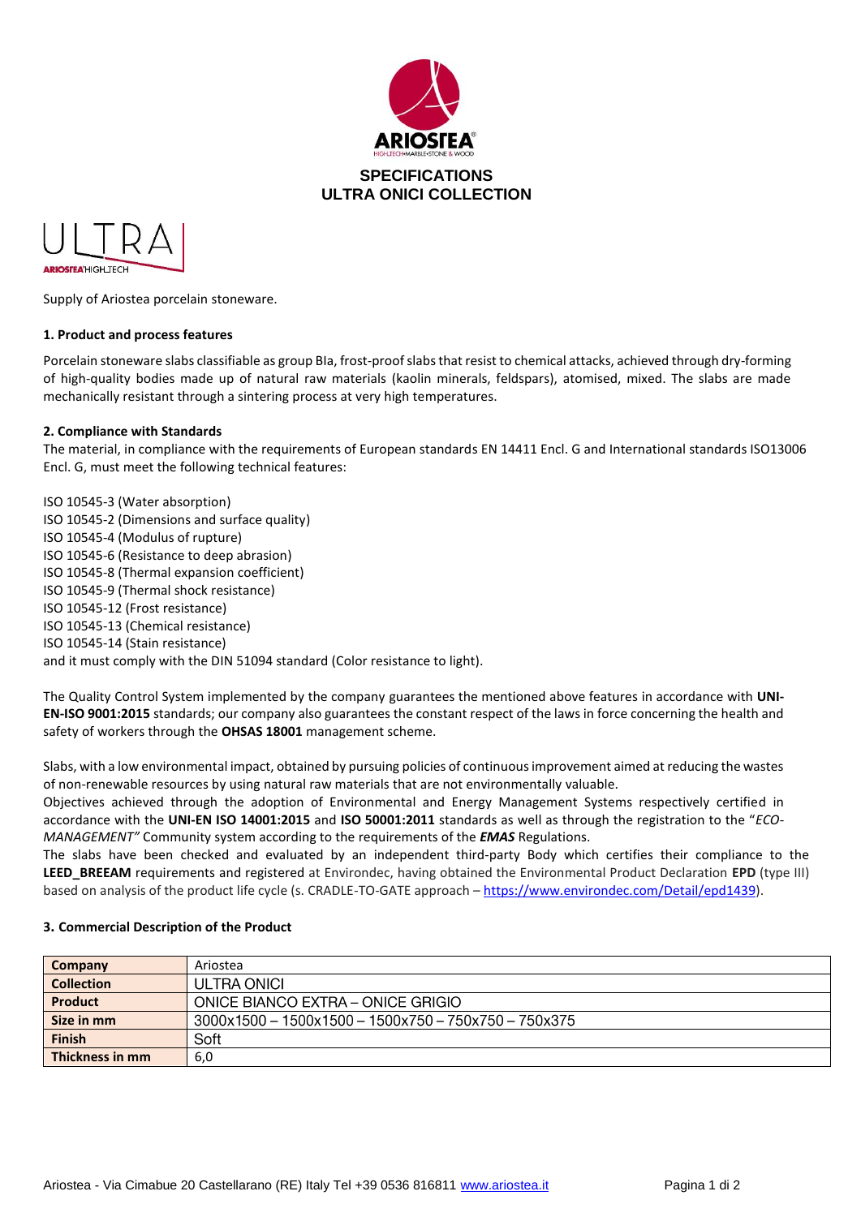## SPECIFICATIONS
## ULTRA ONICI COLLECTION

Supply of Ariostea porcelain stoneware.

### 1. Product and process features

Porcelain stoneware slabs classifiable as group BIa, frost-proof slabs that resist to chemical attacks, achieved through dry-forming of high-quality bodies made up of natural raw materials (kaolin minerals, feldspars), atomised, mixed. The slabs are made mechanically resistant through a sintering process at very high temperatures.

### 2. Compliance with Standards

The material, in compliance with the requirements of European standards EN 14411 Encl. G and International standards ISO13006 Encl. G, must meet the following technical features:

ISO 10545-3 (Water absorption)
ISO 10545-2 (Dimensions and surface quality)
ISO 10545-4 (Modulus of rupture)
ISO 10545-6 (Resistance to deep abrasion)
ISO 10545-8 (Thermal expansion coefficient)
ISO 10545-9 (Thermal shock resistance)
ISO 10545-12 (Frost resistance)
ISO 10545-13 (Chemical resistance)
ISO 10545-14 (Stain resistance)
and it must comply with the DIN 51094 standard (Color resistance to light).

The Quality Control System implemented by the company guarantees the mentioned above features in accordance with **UNI-EN-ISO 9001:2015** standards; our company also guarantees the constant respect of the laws in force concerning the health and safety of workers through the **OHSAS 18001** management scheme.

Slabs, with a low environmental impact, obtained by pursuing policies of continuous improvement aimed at reducing the wastes of non-renewable resources by using natural raw materials that are not environmentally valuable.
Objectives achieved through the adoption of Environmental and Energy Management Systems respectively certified in accordance with the **UNI-EN ISO 14001:2015** and **ISO 50001:2011** standards as well as through the registration to the "*ECO-MANAGEMENT"* Community system according to the requirements of the ***EMAS*** Regulations.
The slabs have been checked and evaluated by an independent third-party Body which certifies their compliance to the **LEED_BREEAM** requirements and registered at Environdec, having obtained the Environmental Product Declaration **EPD** (type III) based on analysis of the product life cycle (s. CRADLE-TO-GATE approach – https://www.environdec.com/Detail/epd1439).

### 3. Commercial Description of the Product

| | |
|---|---|
| **Company** | Ariostea |
| **Collection** | ULTRA ONICI |
| **Product** | ONICE BIANCO EXTRA – ONICE GRIGIO |
| **Size in mm** | 3000x1500 – 1500x1500 – 1500x750 – 750x750 – 750x375 |
| **Finish** | Soft |
| **Thickness in mm** | 6,0 |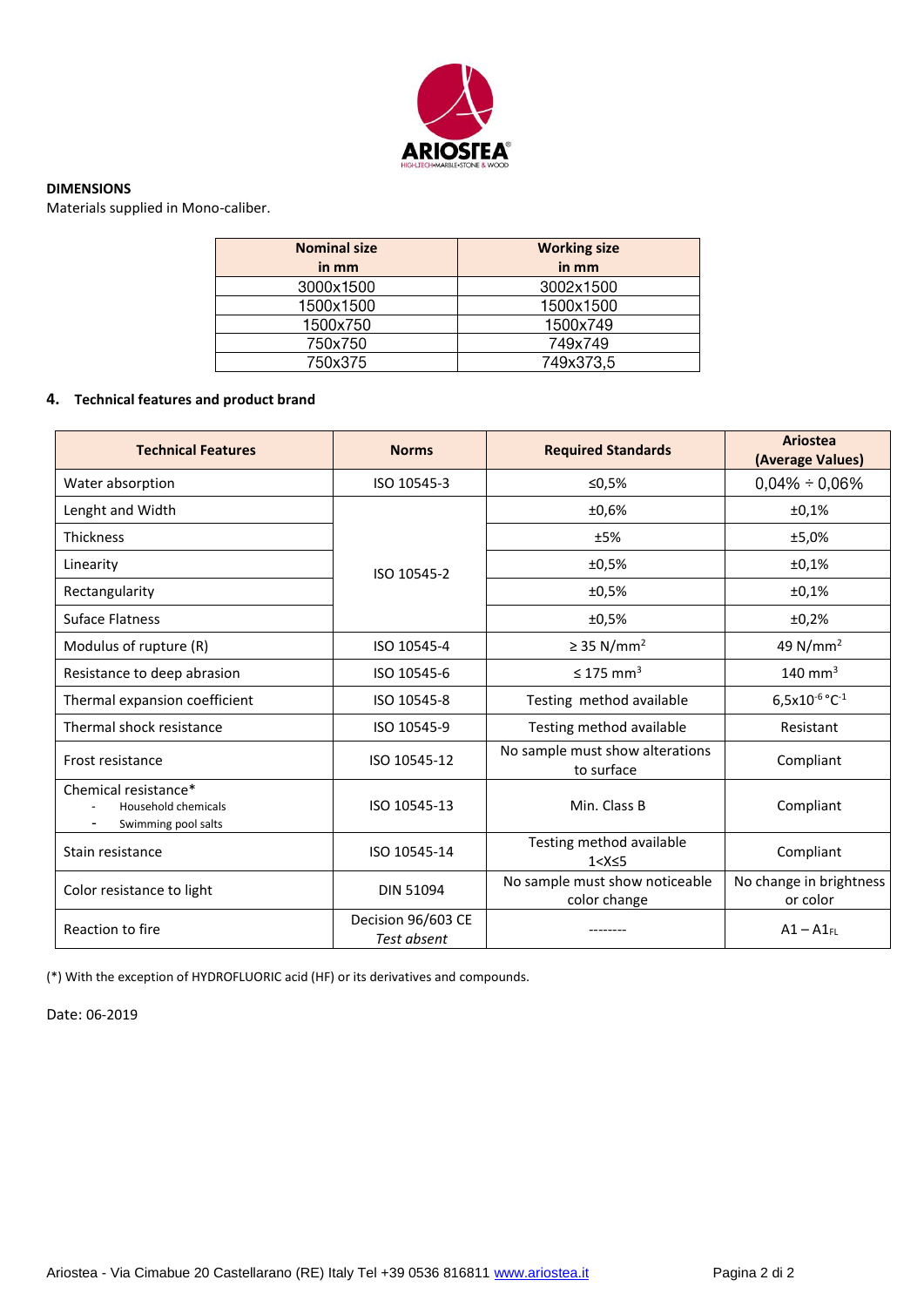**DIMENSIONS**

Materials supplied in Mono-caliber.

| Nominal size in mm | Working size in mm |
|---|---|
| 3000x1500 | 3002x1500 |
| 1500x1500 | 1500x1500 |
| 1500x750 | 1500x749 |
| 750x750 | 749x749 |
| 750x375 | 749x373,5 |

## 4. Technical features and product brand

| Technical Features | Norms | Required Standards | Ariostea (Average Values) |
|---|---|---|---|
| Water absorption | ISO 10545-3 | ≤0,5% | 0,04% ÷ 0,06% |
| Lenght and Width | ISO 10545-2 | ±0,6% | ±0,1% |
| Thickness | | ±5% | ±5,0% |
| Linearity | | ±0,5% | ±0,1% |
| Rectangularity | | ±0,5% | ±0,1% |
| Suface Flatness | | ±0,5% | ±0,2% |
| Modulus of rupture (R) | ISO 10545-4 | ≥ 35 $N/mm^2$ | 49 $N/mm^2$ |
| Resistance to deep abrasion | ISO 10545-6 | ≤ 175 $mm^3$ | 140 $mm^3$ |
| Thermal expansion coefficient | ISO 10545-8 | Testing method available | $6{,}5 \times 10^{-6}\,°C^{-1}$ |
| Thermal shock resistance | ISO 10545-9 | Testing method available | Resistant |
| Frost resistance | ISO 10545-12 | No sample must show alterations to surface | Compliant |
| Chemical resistance* <br> - Household chemicals <br> - Swimming pool salts | ISO 10545-13 | Min. Class B | Compliant |
| Stain resistance | ISO 10545-14 | Testing method available 1<X≤5 | Compliant |
| Color resistance to light | DIN 51094 | No sample must show noticeable color change | No change in brightness or color |
| Reaction to fire | Decision 96/603 CE *Test absent* | -------- | A1 – $A1_{FL}$ |

(*) With the exception of HYDROFLUORIC acid (HF) or its derivatives and compounds.

Date: 06-2019

Ariostea - Via Cimabue 20 Castellarano (RE) Italy Tel +39 0536 816811 www.ariostea.it